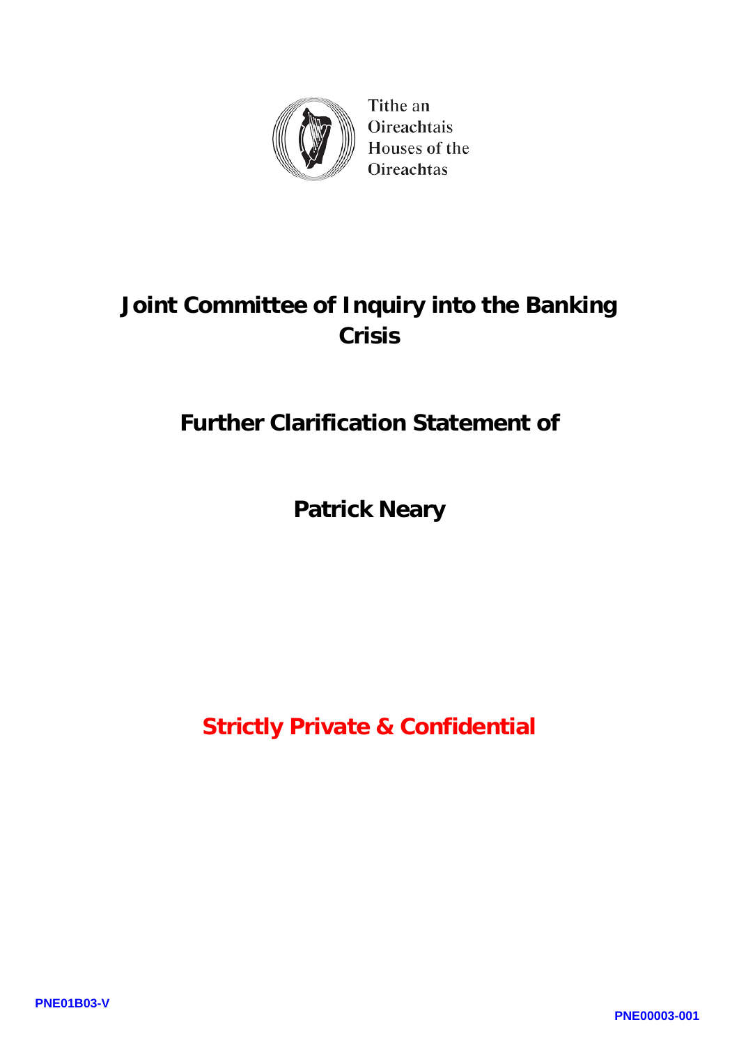Tithe an Oireachtais
Houses of the Oireachtas

# Joint Committee of Inquiry into the Banking Crisis

## Further Clarification Statement of

## Patrick Neary

**Strictly Private & Confidential**

PNE01B03-V

PNE00003-001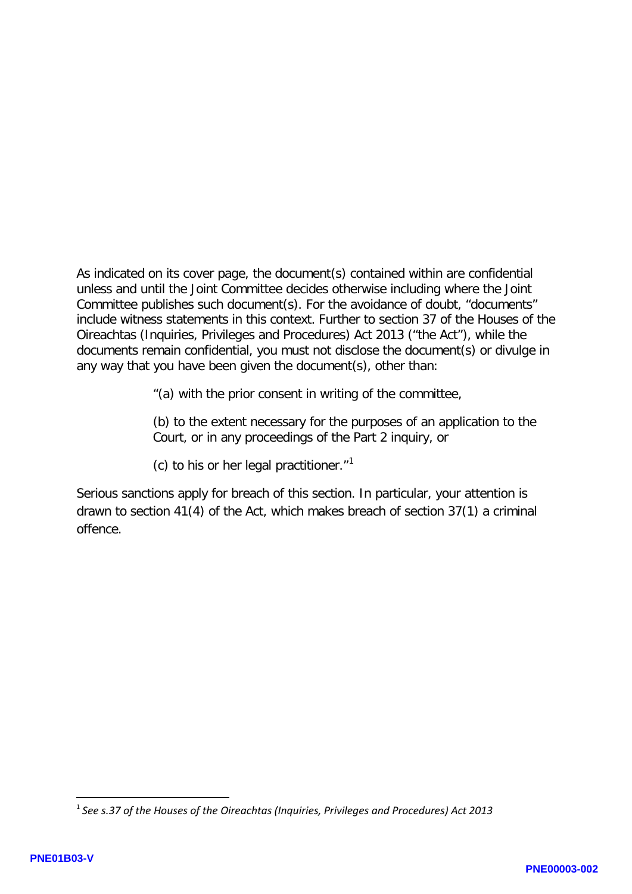As indicated on its cover page, the document(s) contained within are confidential unless and until the Joint Committee decides otherwise including where the Joint Committee publishes such document(s). For the avoidance of doubt, "documents" include witness statements in this context. Further to section 37 of the Houses of the Oireachtas (Inquiries, Privileges and Procedures) Act 2013 ("the Act"), while the documents remain confidential, you must not disclose the document(s) or divulge in any way that you have been given the document(s), other than:

> "(a) with the prior consent in writing of the committee,
>
> (b) to the extent necessary for the purposes of an application to the Court, or in any proceedings of the Part 2 inquiry, or
>
> (c) to his or her legal practitioner."[1]

Serious sanctions apply for breach of this section. In particular, your attention is drawn to section 41(4) of the Act, which makes breach of section 37(1) a criminal offence.

---

[1] *See s.37 of the Houses of the Oireachtas (Inquiries, Privileges and Procedures) Act 2013*

PNE01B03-V

PNE00003-002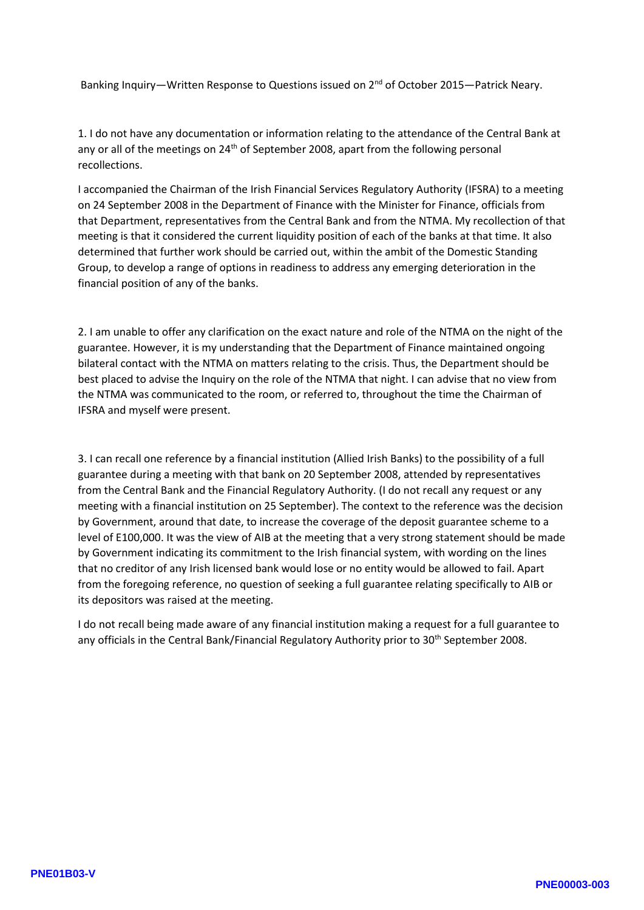Banking Inquiry—Written Response to Questions issued on 2nd of October 2015—Patrick Neary.

1. I do not have any documentation or information relating to the attendance of the Central Bank at any or all of the meetings on 24th of September 2008, apart from the following personal recollections.

I accompanied the Chairman of the Irish Financial Services Regulatory Authority (IFSRA) to a meeting on 24 September 2008 in the Department of Finance with the Minister for Finance, officials from that Department, representatives from the Central Bank and from the NTMA. My recollection of that meeting is that it considered the current liquidity position of each of the banks at that time. It also determined that further work should be carried out, within the ambit of the Domestic Standing Group, to develop a range of options in readiness to address any emerging deterioration in the financial position of any of the banks.

2. I am unable to offer any clarification on the exact nature and role of the NTMA on the night of the guarantee. However, it is my understanding that the Department of Finance maintained ongoing bilateral contact with the NTMA on matters relating to the crisis. Thus, the Department should be best placed to advise the Inquiry on the role of the NTMA that night. I can advise that no view from the NTMA was communicated to the room, or referred to, throughout the time the Chairman of IFSRA and myself were present.

3. I can recall one reference by a financial institution (Allied Irish Banks) to the possibility of a full guarantee during a meeting with that bank on 20 September 2008, attended by representatives from the Central Bank and the Financial Regulatory Authority. (I do not recall any request or any meeting with a financial institution on 25 September). The context to the reference was the decision by Government, around that date, to increase the coverage of the deposit guarantee scheme to a level of E100,000. It was the view of AIB at the meeting that a very strong statement should be made by Government indicating its commitment to the Irish financial system, with wording on the lines that no creditor of any Irish licensed bank would lose or no entity would be allowed to fail. Apart from the foregoing reference, no question of seeking a full guarantee relating specifically to AIB or its depositors was raised at the meeting.

I do not recall being made aware of any financial institution making a request for a full guarantee to any officials in the Central Bank/Financial Regulatory Authority prior to 30th September 2008.

PNE01B03-V

PNE00003-003